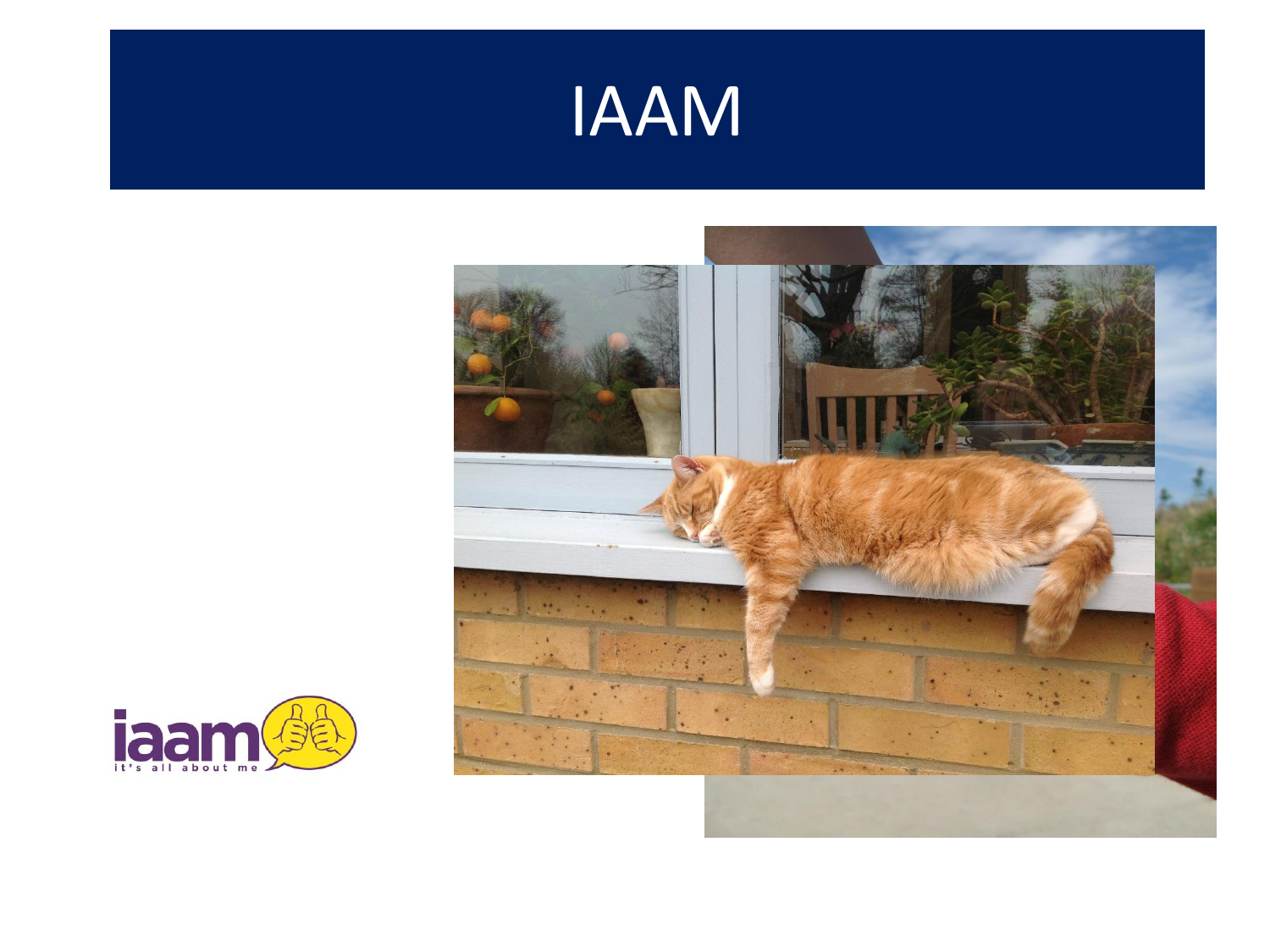# IAAM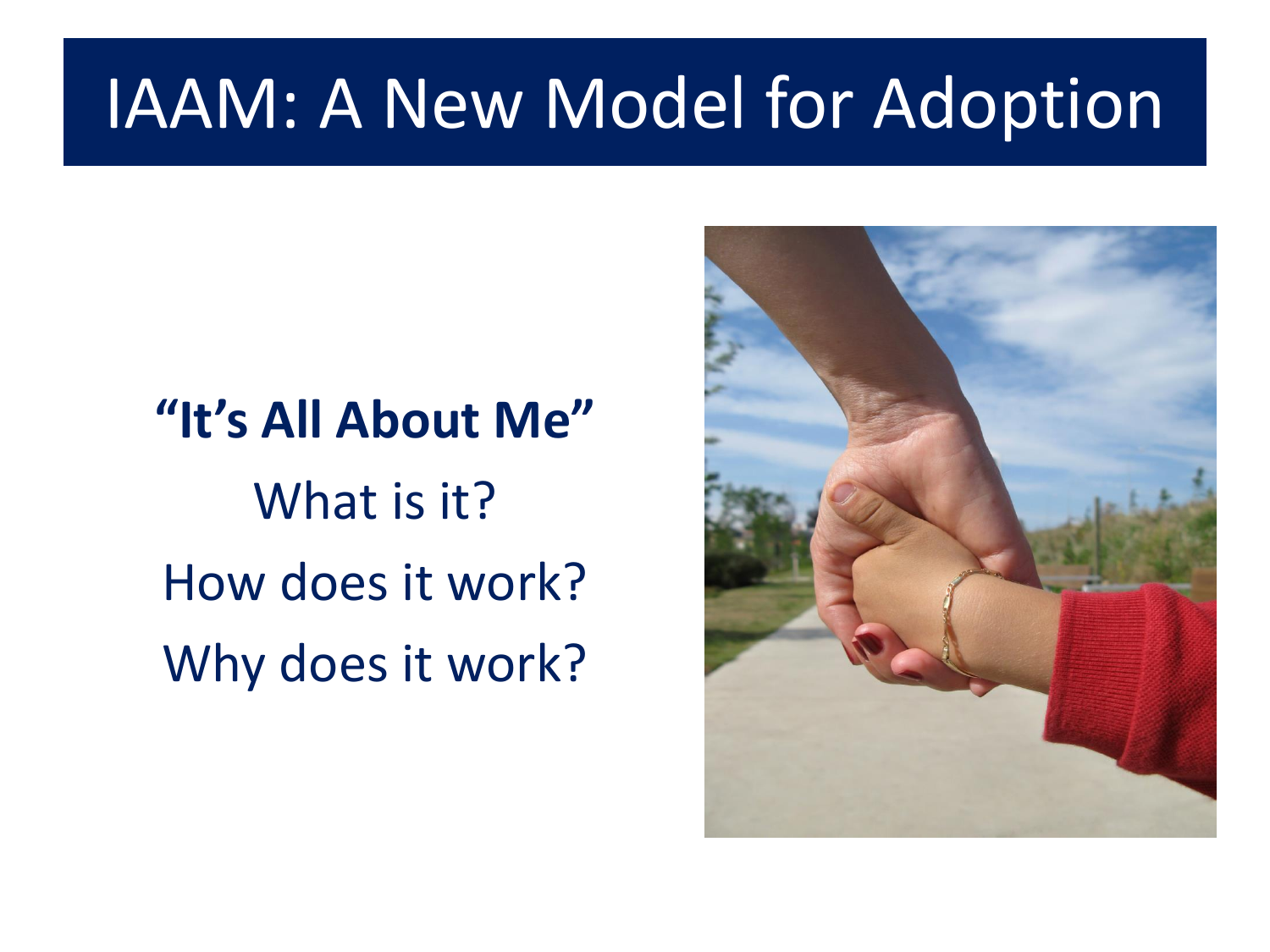# IAAM: A New Model for Adoption

**"It's All About Me"**

What is it?

How does it work?

Why does it work?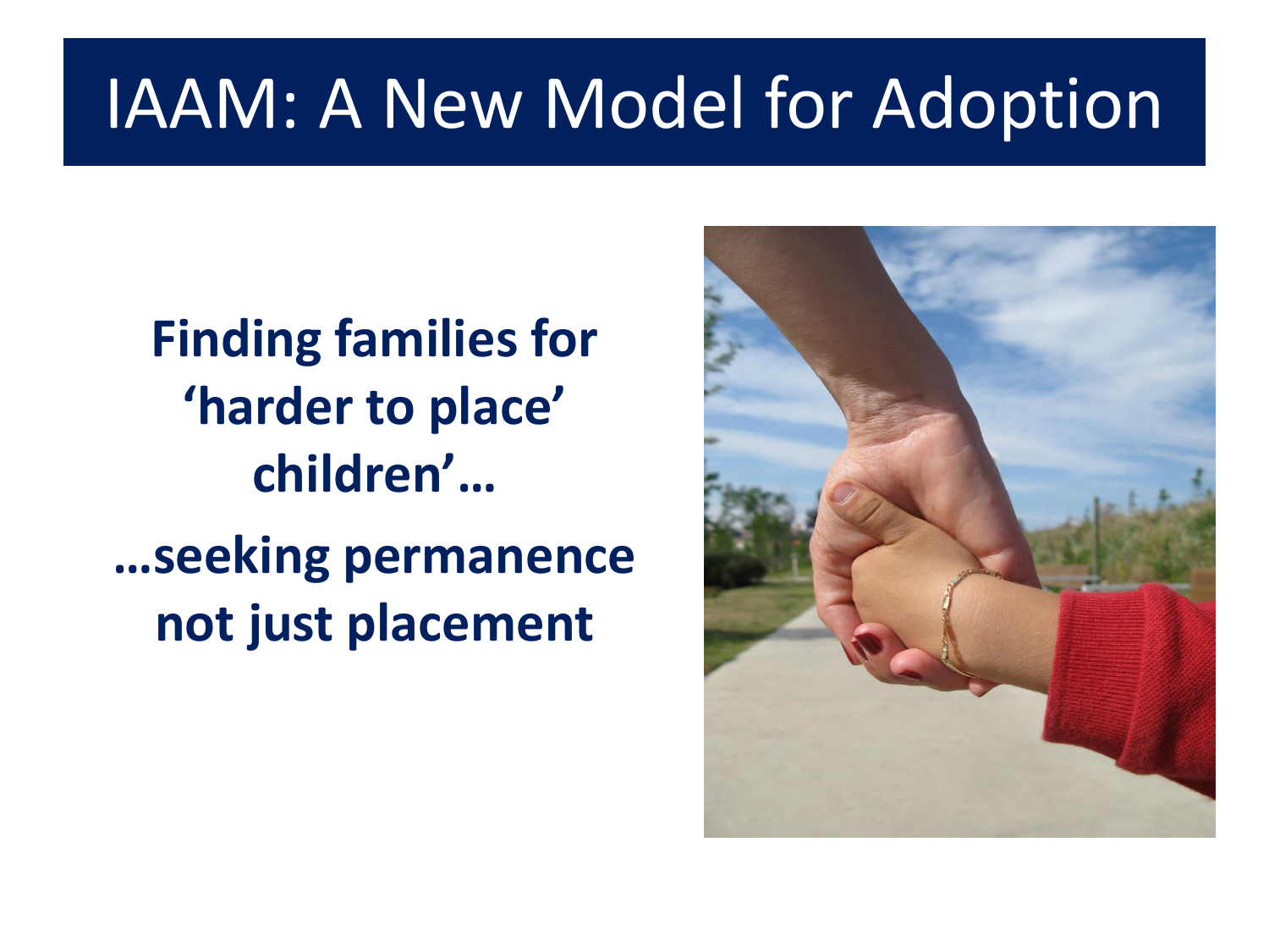# IAAM: A New Model for Adoption

**Finding families for 'harder to place' children'…**

**…seeking permanence not just placement**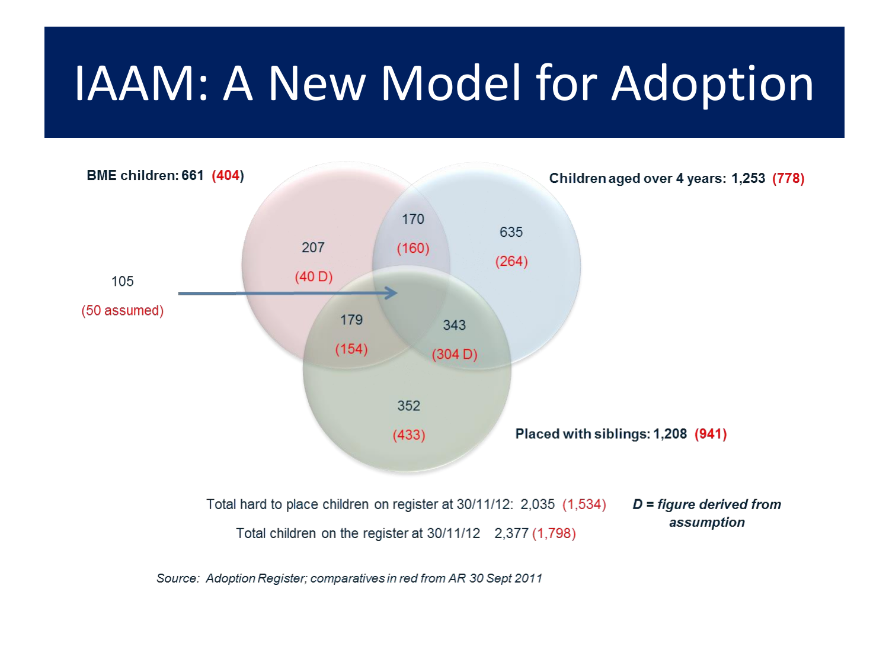# IAAM: A New Model for Adoption

**BME children: 661 (404)**

**Children aged over 4 years: 1,253 (778)**

**Placed with siblings: 1,208 (941)**

207 (40 D)

170 (160)

635 (264)

105 (50 assumed)

179 (154)

343 (304 D)

352 (433)

Total hard to place children on register at 30/11/12: 2,035 (1,534)

Total children on the register at 30/11/12 2,377 (1,798)

***D = figure derived from assumption***

*Source: Adoption Register; comparatives in red from AR 30 Sept 2011*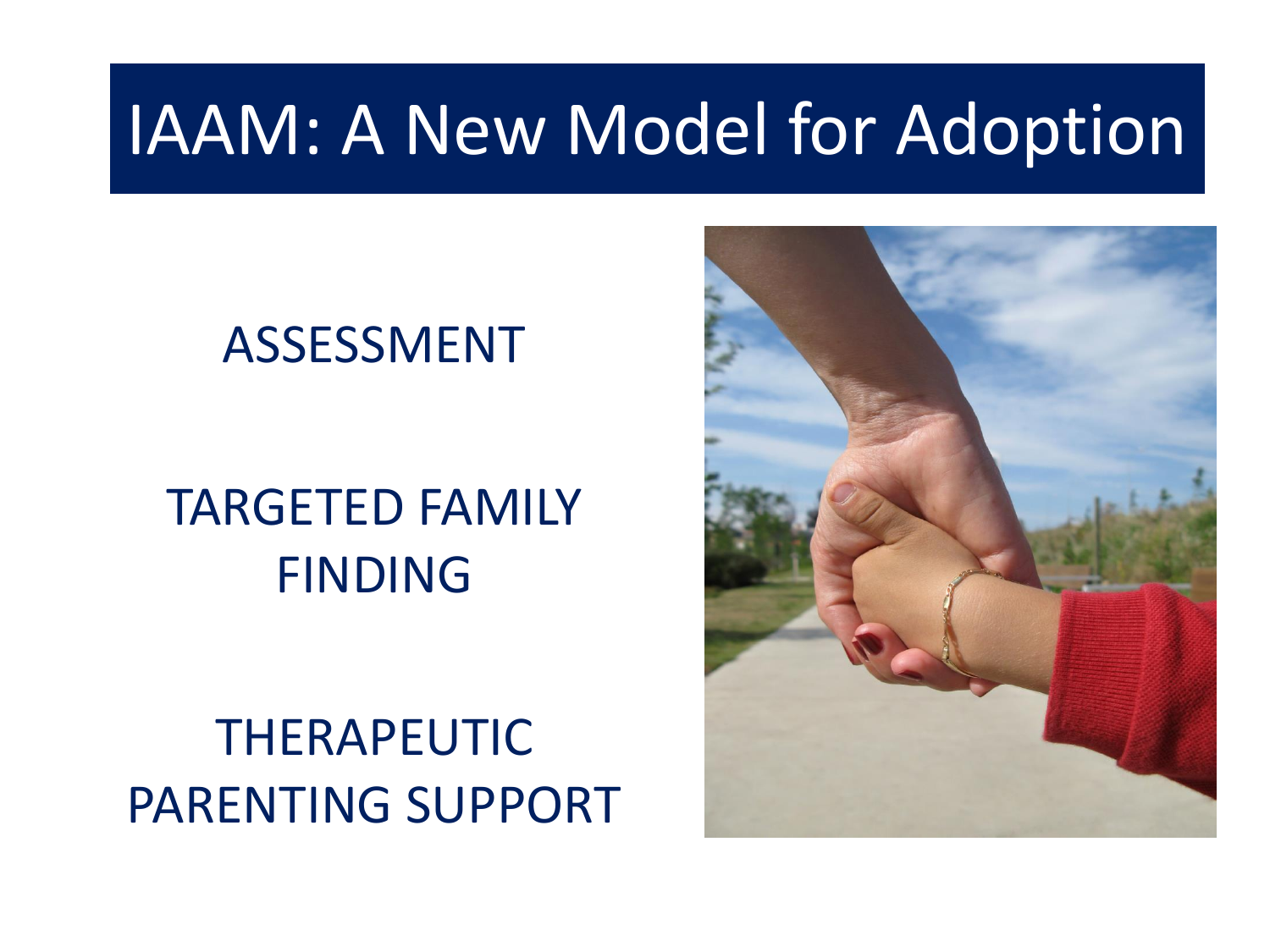# IAAM: A New Model for Adoption

ASSESSMENT

TARGETED FAMILY FINDING

THERAPEUTIC PARENTING SUPPORT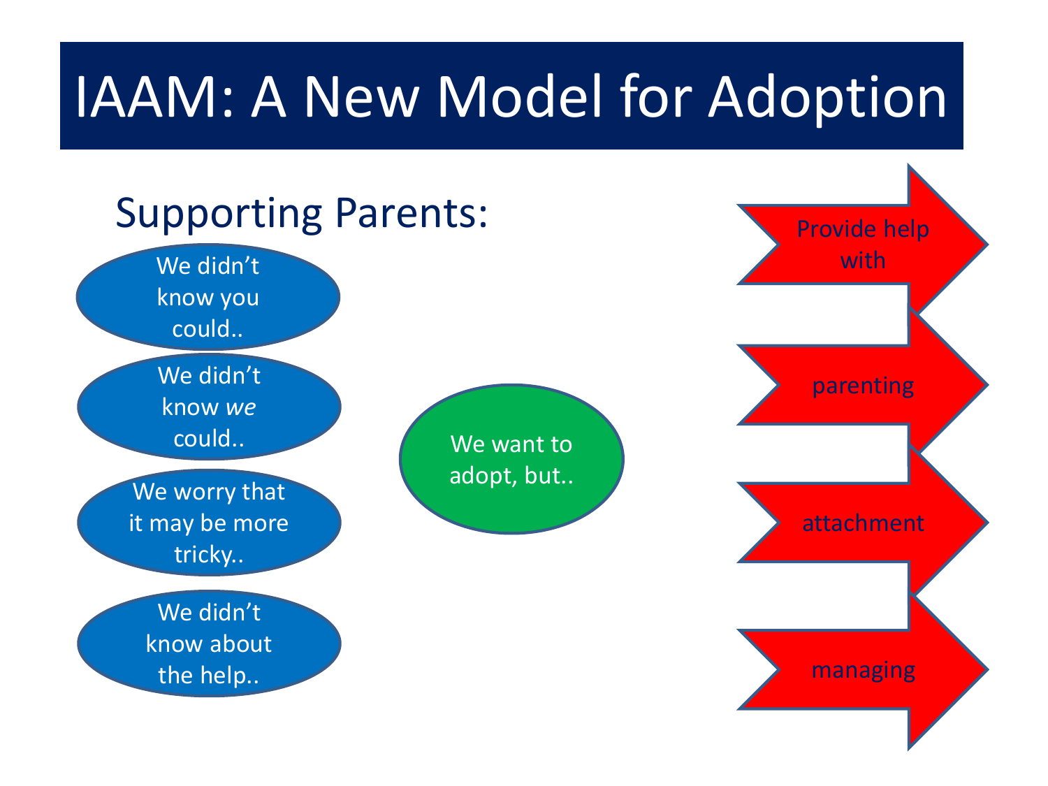# IAAM: A New Model for Adoption

## Supporting Parents:

- We didn't know you could..
- We didn't know *we* could..
- We worry that it may be more tricky..
- We didn't know about the help..

We want to adopt, but..

- Provide help with
- parenting
- attachment
- managing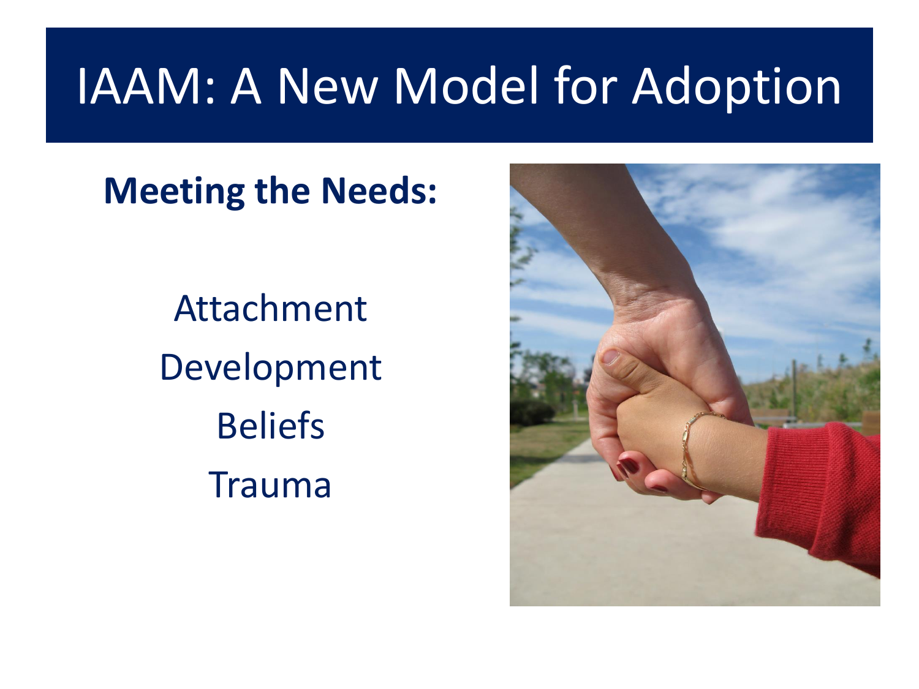# IAAM: A New Model for Adoption

**Meeting the Needs:**

Attachment

Development

Beliefs

Trauma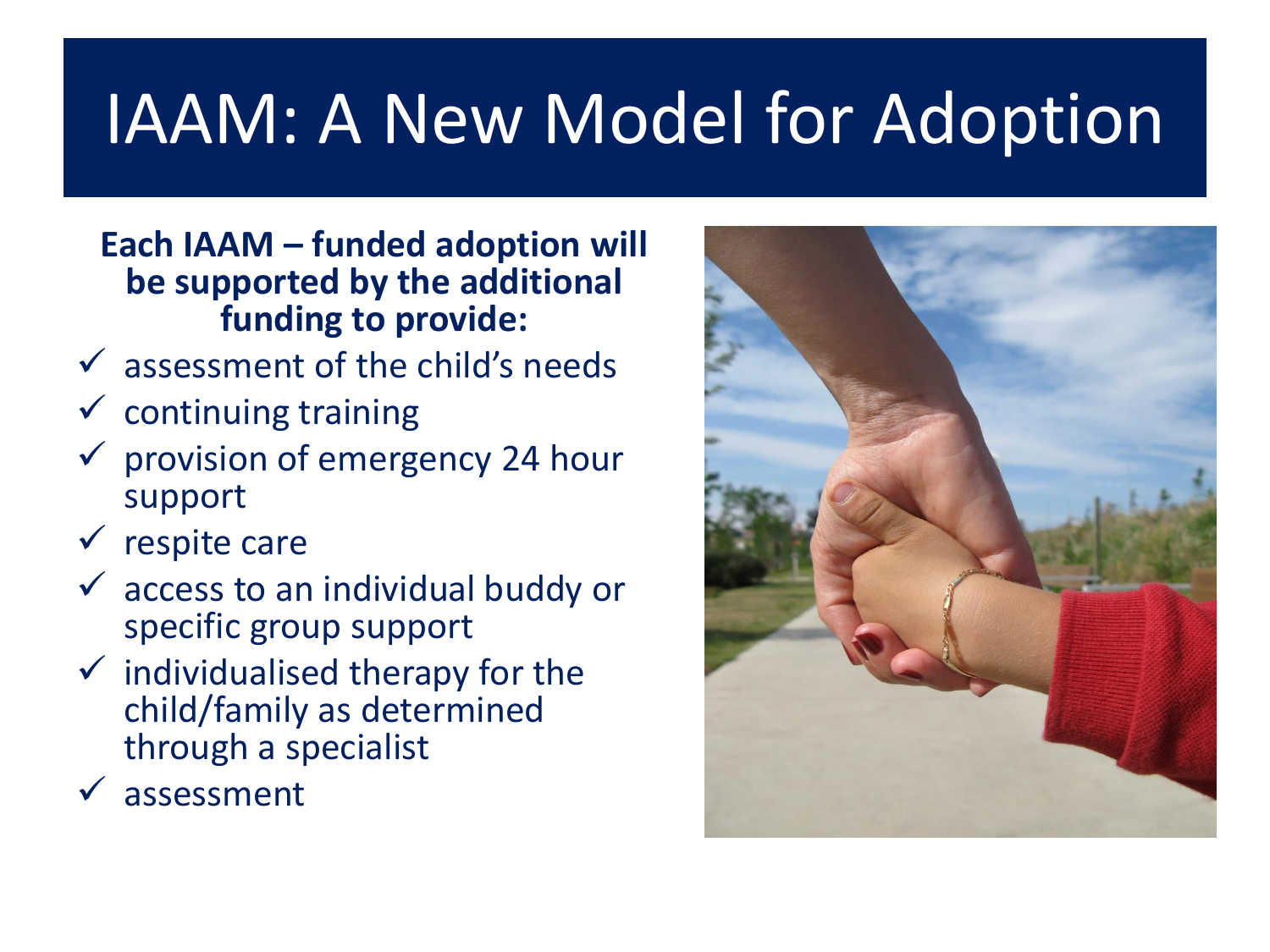# IAAM: A New Model for Adoption

**Each IAAM – funded adoption will be supported by the additional funding to provide:**

- ✓ assessment of the child's needs
- ✓ continuing training
- ✓ provision of emergency 24 hour support
- ✓ respite care
- ✓ access to an individual buddy or specific group support
- ✓ individualised therapy for the child/family as determined through a specialist
- ✓ assessment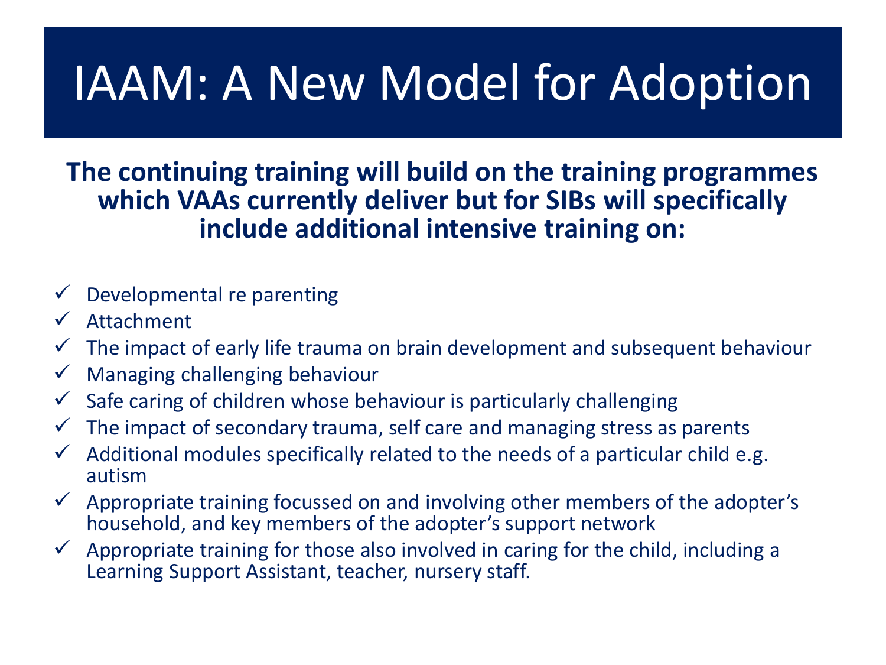# IAAM: A New Model for Adoption

**The continuing training will build on the training programmes which VAAs currently deliver but for SIBs will specifically include additional intensive training on:**

- ✓ Developmental re parenting
- ✓ Attachment
- ✓ The impact of early life trauma on brain development and subsequent behaviour
- ✓ Managing challenging behaviour
- ✓ Safe caring of children whose behaviour is particularly challenging
- ✓ The impact of secondary trauma, self care and managing stress as parents
- ✓ Additional modules specifically related to the needs of a particular child e.g. autism
- ✓ Appropriate training focussed on and involving other members of the adopter's household, and key members of the adopter's support network
- ✓ Appropriate training for those also involved in caring for the child, including a Learning Support Assistant, teacher, nursery staff.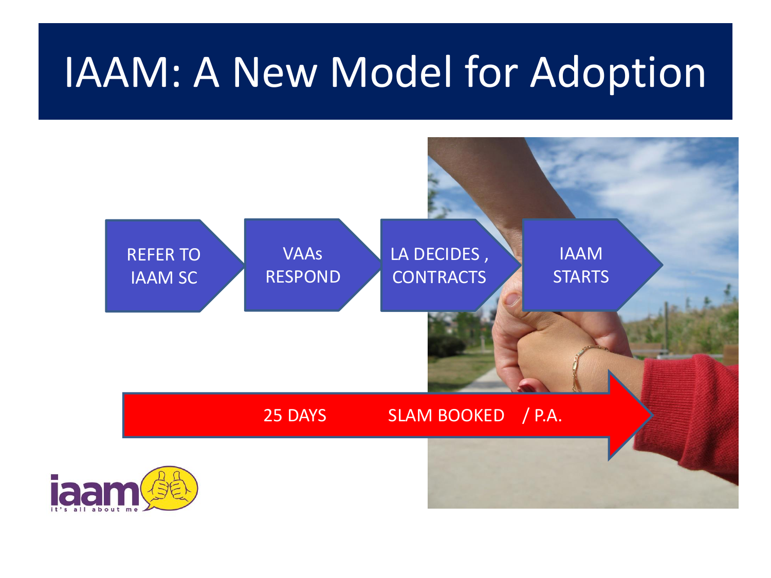# IAAM: A New Model for Adoption

REFER TO IAAM SC

VAAs RESPOND

LA DECIDES , CONTRACTS

IAAM STARTS

25 DAYS SLAM BOOKED / P.A.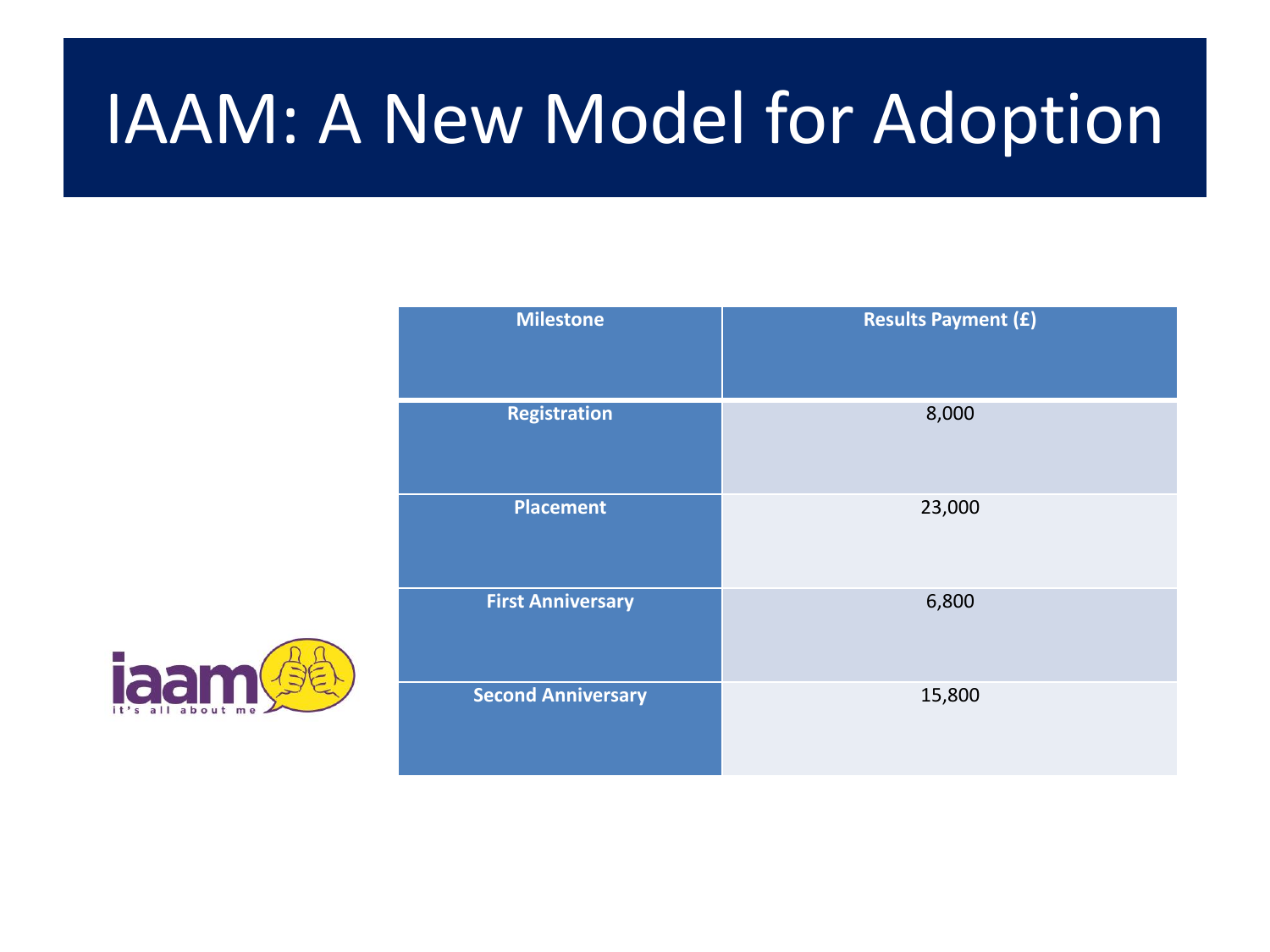# IAAM: A New Model for Adoption

| Milestone | Results Payment (£) |
|---|---|
| Registration | 8,000 |
| Placement | 23,000 |
| First Anniversary | 6,800 |
| Second Anniversary | 15,800 |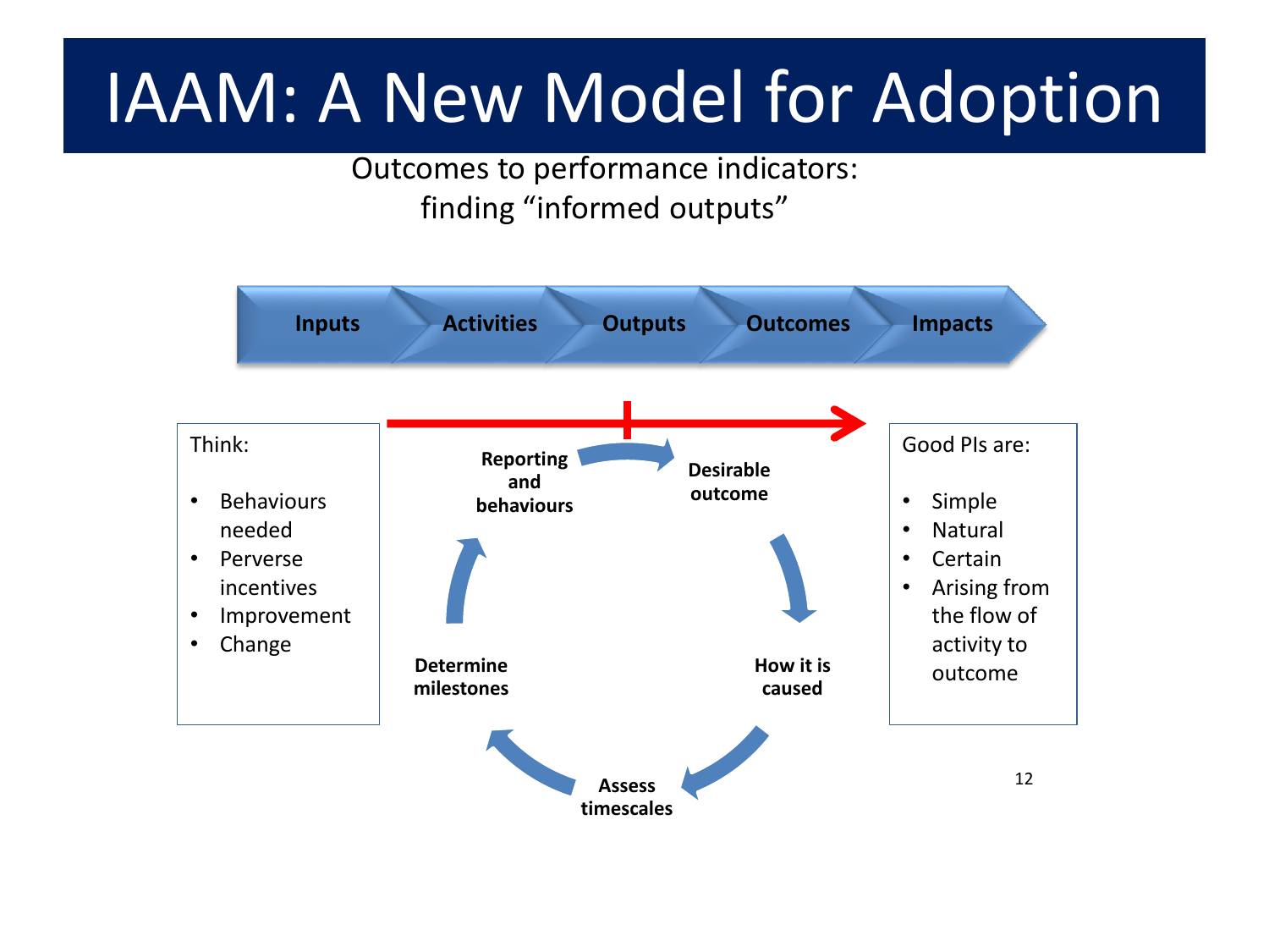# IAAM: A New Model for Adoption

Outcomes to performance indicators:
finding "informed outputs"

**Inputs** → **Activities** → **Outputs** → **Outcomes** → **Impacts**

Think:

- Behaviours needed
- Perverse incentives
- Improvement
- Change

**Desirable outcome** → **How it is caused** → **Assess timescales** → **Determine milestones** → **Reporting and behaviours** → **Desirable outcome**

Good PIs are:

- Simple
- Natural
- Certain
- Arising from the flow of activity to outcome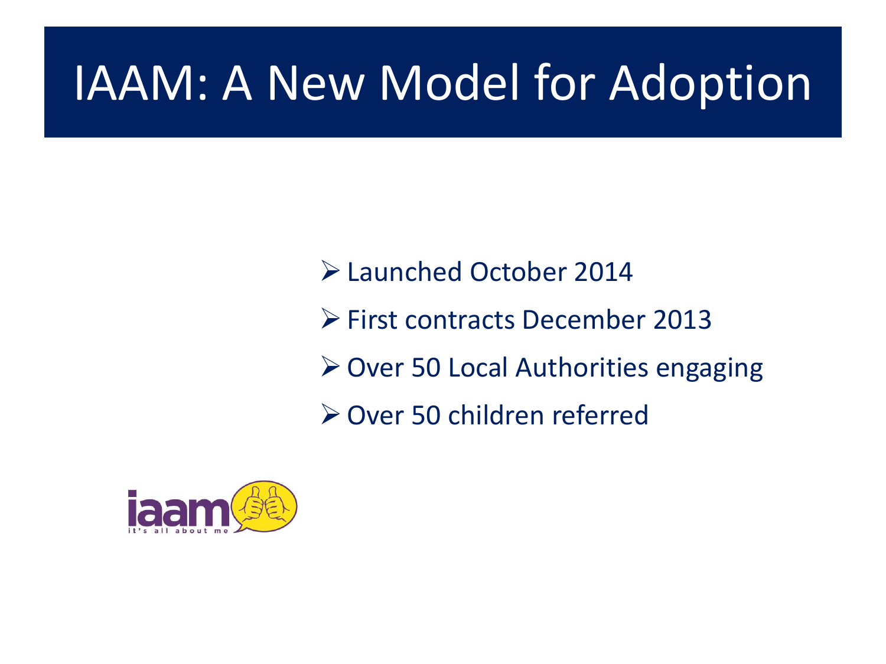# IAAM: A New Model for Adoption

- Launched October 2014
- First contracts December 2013
- Over 50 Local Authorities engaging
- Over 50 children referred

iaam
it's all about me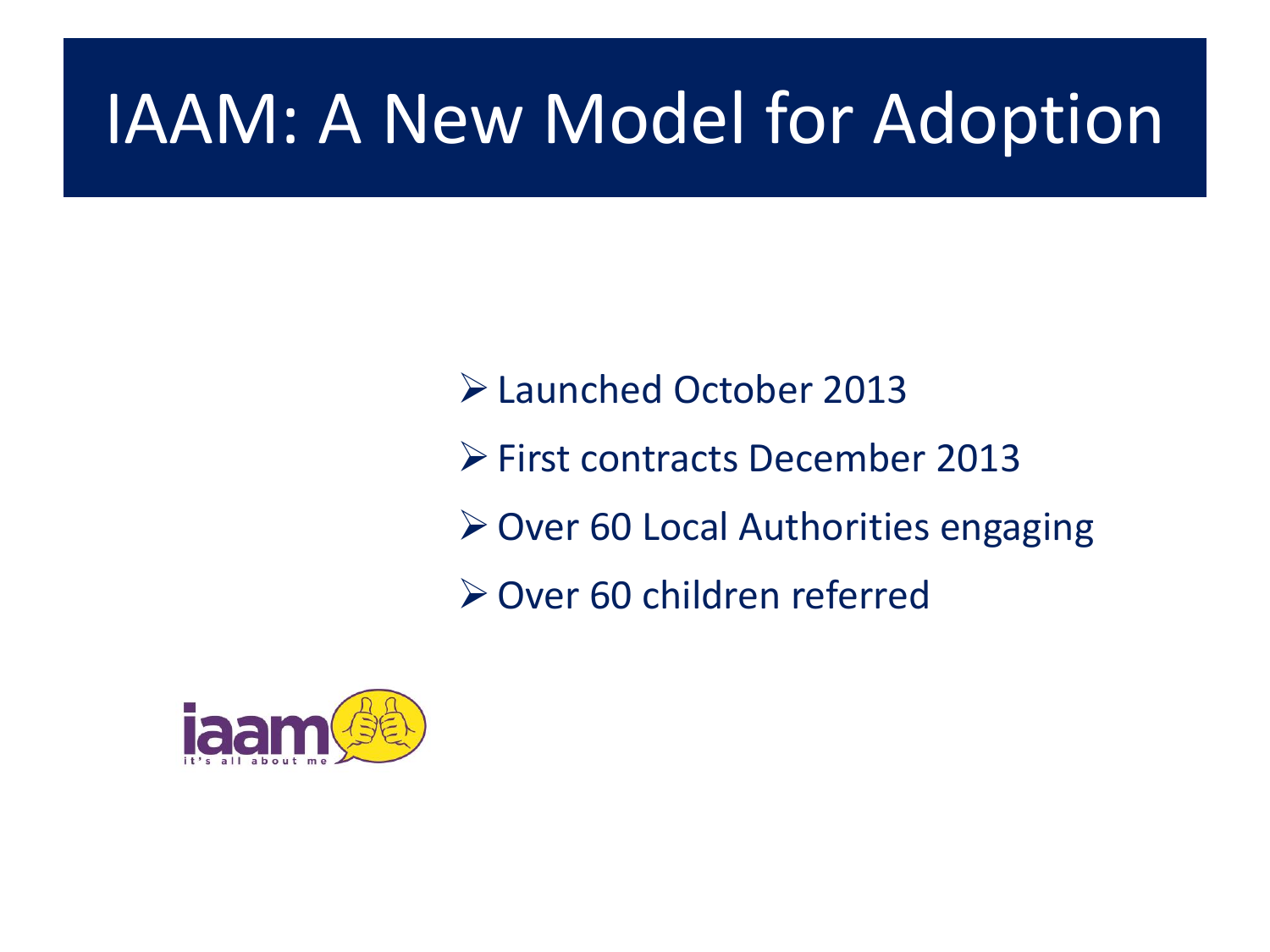# IAAM: A New Model for Adoption

- Launched October 2013
- First contracts December 2013
- Over 60 Local Authorities engaging
- Over 60 children referred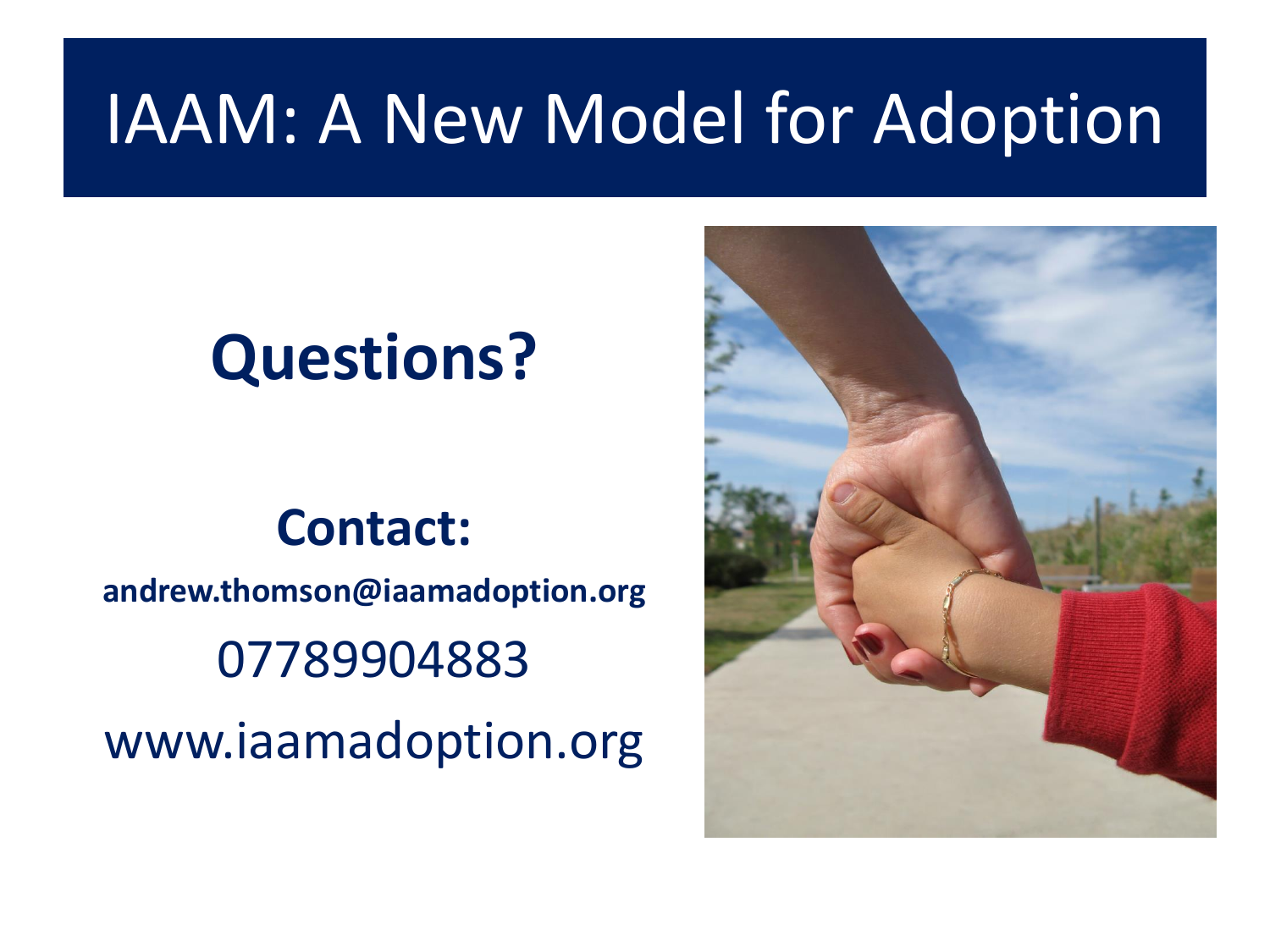# IAAM: A New Model for Adoption

## Questions?

**Contact:**

**andrew.thomson@iaamadoption.org**

07789904883

www.iaamadoption.org